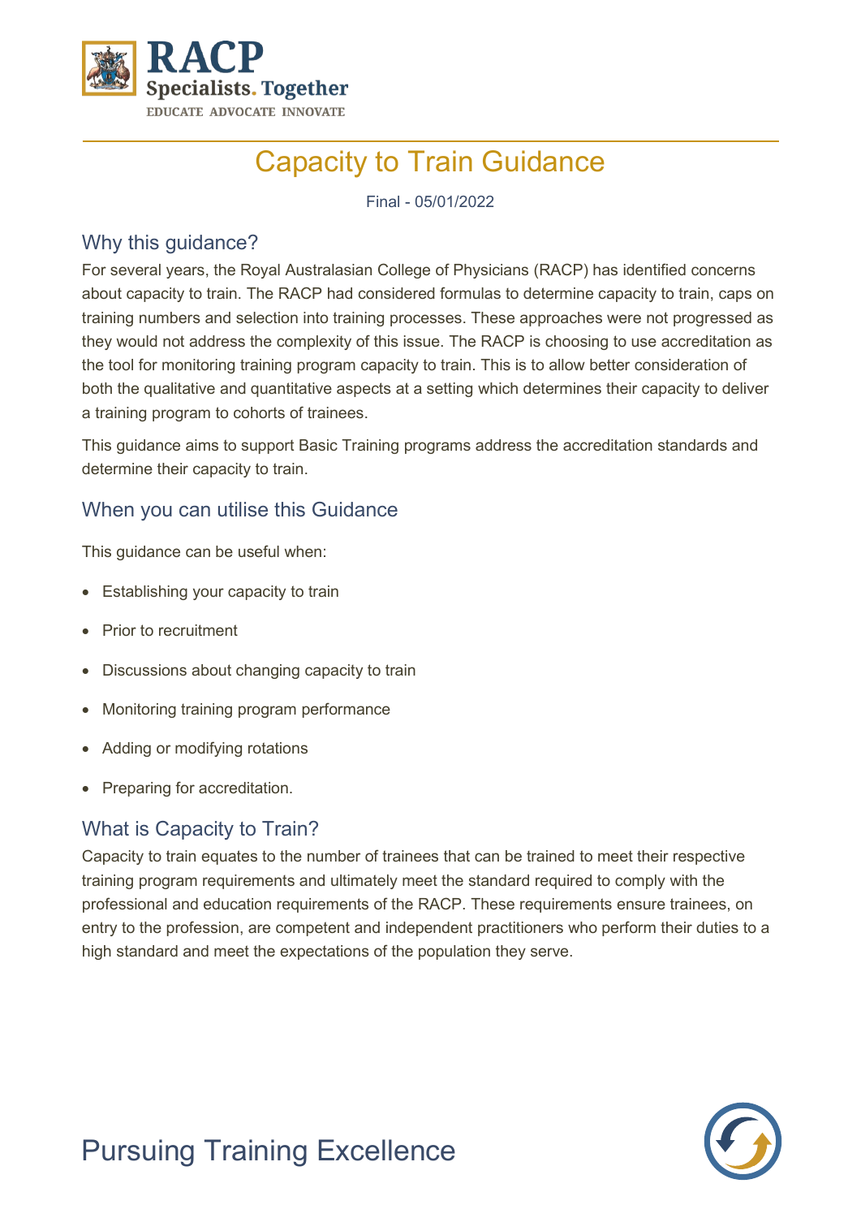# Capacity to Train Guidance

Final - 05/01/2022

## Why this guidance?

For several years, the Royal Australasian College of Physicians (RACP) has identified concerns about capacity to train. The RACP had considered formulas to determine capacity to train, caps on training numbers and selection into training processes. These approaches were not progressed as they would not address the complexity of this issue. The RACP is choosing to use accreditation as the tool for monitoring training program capacity to train. This is to allow better consideration of both the qualitative and quantitative aspects at a setting which determines their capacity to deliver a training program to cohorts of trainees.

This guidance aims to support Basic Training programs address the accreditation standards and determine their capacity to train.

## When you can utilise this Guidance

This guidance can be useful when:

- Establishing your capacity to train
- Prior to recruitment
- Discussions about changing capacity to train
- Monitoring training program performance
- Adding or modifying rotations
- Preparing for accreditation.

## What is Capacity to Train?

Capacity to train equates to the number of trainees that can be trained to meet their respective training program requirements and ultimately meet the standard required to comply with the professional and education requirements of the RACP. These requirements ensure trainees, on entry to the profession, are competent and independent practitioners who perform their duties to a high standard and meet the expectations of the population they serve.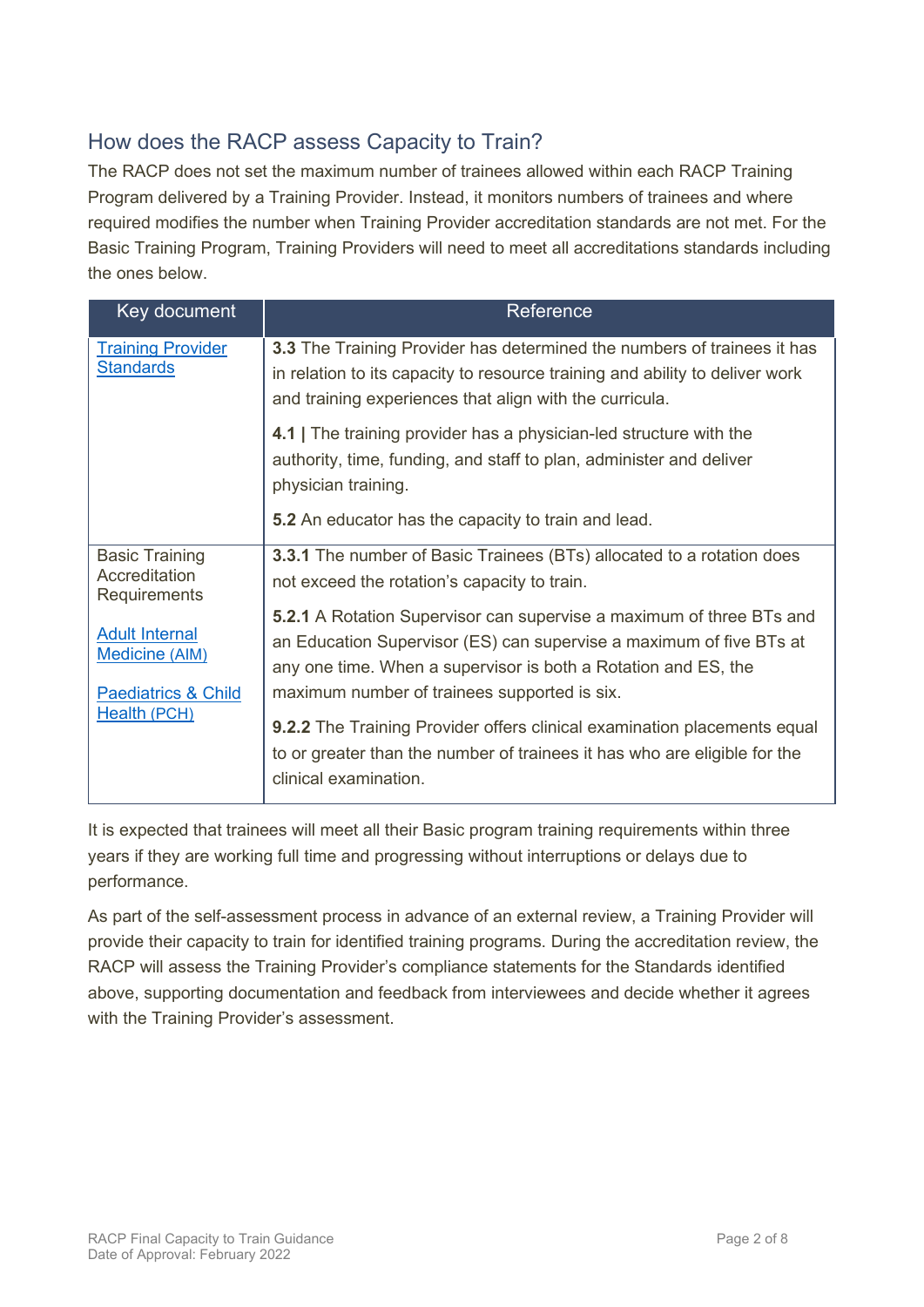## How does the RACP assess Capacity to Train?

The RACP does not set the maximum number of trainees allowed within each RACP Training Program delivered by a Training Provider. Instead, it monitors numbers of trainees and where required modifies the number when Training Provider accreditation standards are not met. For the Basic Training Program, Training Providers will need to meet all accreditations standards including the ones below.

| Key document | Reference |
|---|---|
| Training Provider Standards | **3.3** The Training Provider has determined the numbers of trainees it has in relation to its capacity to resource training and ability to deliver work and training experiences that align with the curricula.<br><br>**4.1 \|** The training provider has a physician-led structure with the authority, time, funding, and staff to plan, administer and deliver physician training.<br><br>**5.2** An educator has the capacity to train and lead. |
| Basic Training Accreditation Requirements<br><br>Adult Internal Medicine (AIM)<br><br>Paediatrics & Child Health (PCH) | **3.3.1** The number of Basic Trainees (BTs) allocated to a rotation does not exceed the rotation's capacity to train.<br><br>**5.2.1** A Rotation Supervisor can supervise a maximum of three BTs and an Education Supervisor (ES) can supervise a maximum of five BTs at any one time. When a supervisor is both a Rotation and ES, the maximum number of trainees supported is six.<br><br>**9.2.2** The Training Provider offers clinical examination placements equal to or greater than the number of trainees it has who are eligible for the clinical examination. |

It is expected that trainees will meet all their Basic program training requirements within three years if they are working full time and progressing without interruptions or delays due to performance.

As part of the self-assessment process in advance of an external review, a Training Provider will provide their capacity to train for identified training programs. During the accreditation review, the RACP will assess the Training Provider's compliance statements for the Standards identified above, supporting documentation and feedback from interviewees and decide whether it agrees with the Training Provider's assessment.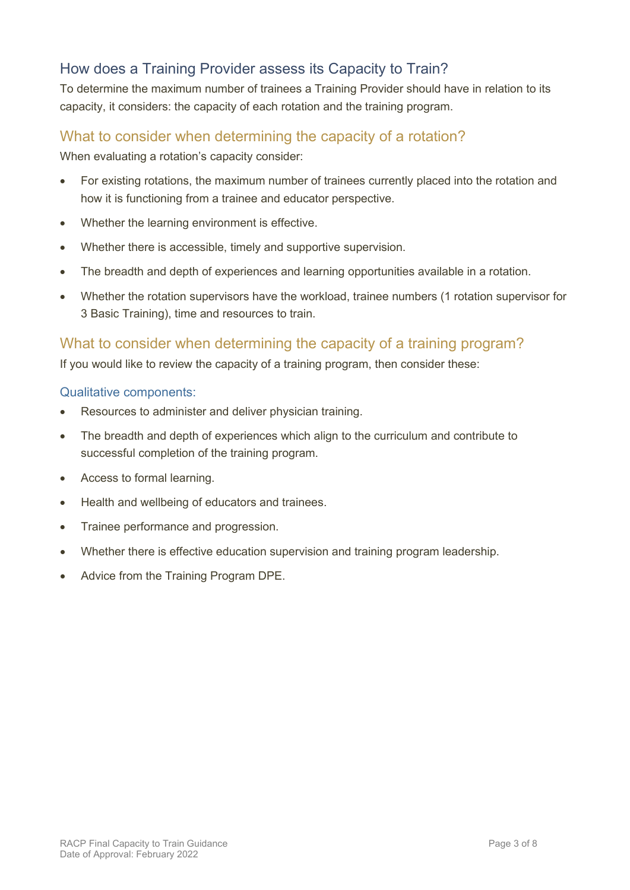## How does a Training Provider assess its Capacity to Train?

To determine the maximum number of trainees a Training Provider should have in relation to its capacity, it considers: the capacity of each rotation and the training program.

### What to consider when determining the capacity of a rotation?

When evaluating a rotation's capacity consider:

- For existing rotations, the maximum number of trainees currently placed into the rotation and how it is functioning from a trainee and educator perspective.
- Whether the learning environment is effective.
- Whether there is accessible, timely and supportive supervision.
- The breadth and depth of experiences and learning opportunities available in a rotation.
- Whether the rotation supervisors have the workload, trainee numbers (1 rotation supervisor for 3 Basic Training), time and resources to train.

### What to consider when determining the capacity of a training program?

If you would like to review the capacity of a training program, then consider these:

#### Qualitative components:

- Resources to administer and deliver physician training.
- The breadth and depth of experiences which align to the curriculum and contribute to successful completion of the training program.
- Access to formal learning.
- Health and wellbeing of educators and trainees.
- Trainee performance and progression.
- Whether there is effective education supervision and training program leadership.
- Advice from the Training Program DPE.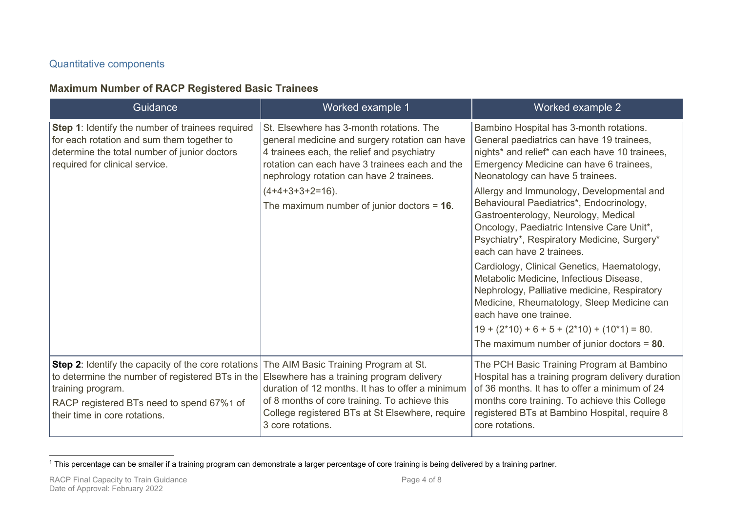## Quantitative components

### Maximum Number of RACP Registered Basic Trainees

| Guidance | Worked example 1 | Worked example 2 |
|---|---|---|
| **Step 1**: Identify the number of trainees required for each rotation and sum them together to determine the total number of junior doctors required for clinical service. | St. Elsewhere has 3-month rotations. The general medicine and surgery rotation can have 4 trainees each, the relief and psychiatry rotation can each have 3 trainees each and the nephrology rotation can have 2 trainees.<br><br>(4+4+3+3+2=16).<br><br>The maximum number of junior doctors = **16**. | Bambino Hospital has 3-month rotations. General paediatrics can have 19 trainees, nights* and relief* can each have 10 trainees, Emergency Medicine can have 6 trainees, Neonatology can have 5 trainees.<br><br>Allergy and Immunology, Developmental and Behavioural Paediatrics*, Endocrinology, Gastroenterology, Neurology, Medical Oncology, Paediatric Intensive Care Unit*, Psychiatry*, Respiratory Medicine, Surgery* each can have 2 trainees.<br><br>Cardiology, Clinical Genetics, Haematology, Metabolic Medicine, Infectious Disease, Nephrology, Palliative medicine, Respiratory Medicine, Rheumatology, Sleep Medicine can each have one trainee.<br><br>19 + (2*10) + 6 + 5 + (2*10) + (10*1) = 80.<br><br>The maximum number of junior doctors = **80**. |
| **Step 2**: Identify the capacity of the core rotations to determine the number of registered BTs in the training program.<br><br>RACP registered BTs need to spend 67%[1] of their time in core rotations. | The AIM Basic Training Program at St. Elsewhere has a training program delivery duration of 12 months. It has to offer a minimum of 8 months of core training. To achieve this College registered BTs at St Elsewhere, require 3 core rotations. | The PCH Basic Training Program at Bambino Hospital has a training program delivery duration of 36 months. It has to offer a minimum of 24 months core training. To achieve this College registered BTs at Bambino Hospital, require 8 core rotations. |

[1] This percentage can be smaller if a training program can demonstrate a larger percentage of core training is being delivered by a training partner.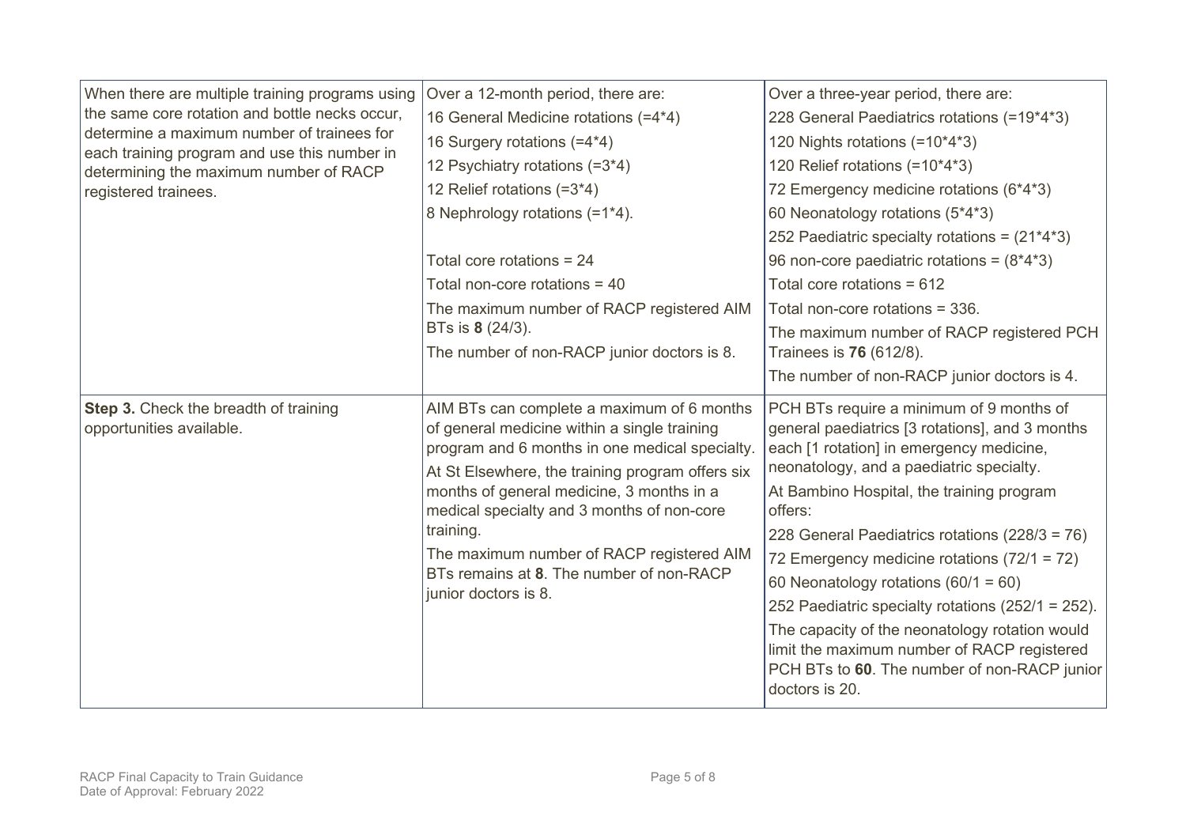| | | |
|---|---|---|
| When there are multiple training programs using the same core rotation and bottle necks occur, determine a maximum number of trainees for each training program and use this number in determining the maximum number of RACP registered trainees. | Over a 12-month period, there are:<br>16 General Medicine rotations (=4*4)<br>16 Surgery rotations (=4*4)<br>12 Psychiatry rotations (=3*4)<br>12 Relief rotations (=3*4)<br>8 Nephrology rotations (=1*4).<br><br>Total core rotations = 24<br>Total non-core rotations = 40<br>The maximum number of RACP registered AIM BTs is **8** (24/3).<br>The number of non-RACP junior doctors is 8. | Over a three-year period, there are:<br>228 General Paediatrics rotations (=19*4*3)<br>120 Nights rotations (=10*4*3)<br>120 Relief rotations (=10*4*3)<br>72 Emergency medicine rotations (6*4*3)<br>60 Neonatology rotations (5*4*3)<br>252 Paediatric specialty rotations = (21*4*3)<br>96 non-core paediatric rotations = (8*4*3)<br>Total core rotations = 612<br>Total non-core rotations = 336.<br>The maximum number of RACP registered PCH Trainees is **76** (612/8).<br>The number of non-RACP junior doctors is 4. |
| **Step 3.** Check the breadth of training opportunities available. | AIM BTs can complete a maximum of 6 months of general medicine within a single training program and 6 months in one medical specialty.<br>At St Elsewhere, the training program offers six months of general medicine, 3 months in a medical specialty and 3 months of non-core training.<br>The maximum number of RACP registered AIM BTs remains at **8**. The number of non-RACP junior doctors is 8. | PCH BTs require a minimum of 9 months of general paediatrics [3 rotations], and 3 months each [1 rotation] in emergency medicine, neonatology, and a paediatric specialty.<br>At Bambino Hospital, the training program offers:<br>228 General Paediatrics rotations (228/3 = 76)<br>72 Emergency medicine rotations (72/1 = 72)<br>60 Neonatology rotations (60/1 = 60)<br>252 Paediatric specialty rotations (252/1 = 252).<br>The capacity of the neonatology rotation would limit the maximum number of RACP registered PCH BTs to **60**. The number of non-RACP junior doctors is 20. |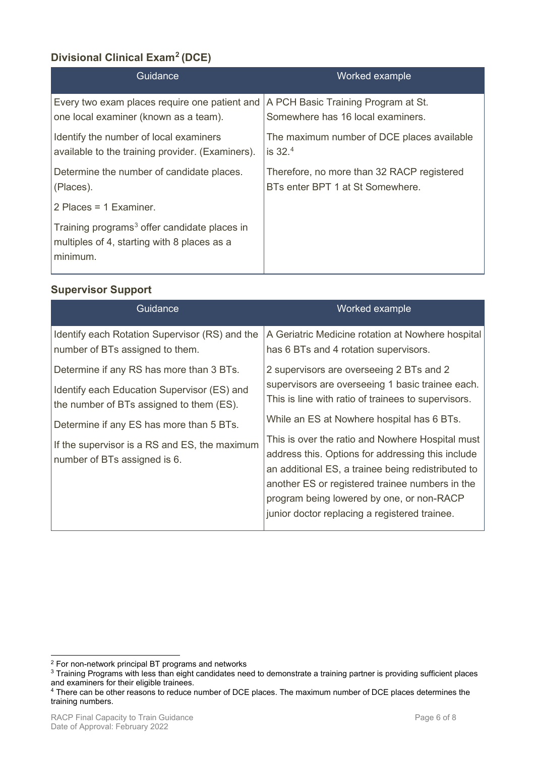### Divisional Clinical Exam[2] (DCE)

| Guidance | Worked example |
|---|---|
| Every two exam places require one patient and one local examiner (known as a team).<br><br>Identify the number of local examiners available to the training provider. (Examiners).<br><br>Determine the number of candidate places. (Places).<br><br>2 Places = 1 Examiner.<br><br>Training programs[3] offer candidate places in multiples of 4, starting with 8 places as a minimum. | A PCH Basic Training Program at St. Somewhere has 16 local examiners.<br><br>The maximum number of DCE places available is 32.[4]<br><br>Therefore, no more than 32 RACP registered BTs enter BPT 1 at St Somewhere. |

### Supervisor Support

| Guidance | Worked example |
|---|---|
| Identify each Rotation Supervisor (RS) and the number of BTs assigned to them.<br><br>Determine if any RS has more than 3 BTs.<br><br>Identify each Education Supervisor (ES) and the number of BTs assigned to them (ES).<br><br>Determine if any ES has more than 5 BTs.<br><br>If the supervisor is a RS and ES, the maximum number of BTs assigned is 6. | A Geriatric Medicine rotation at Nowhere hospital has 6 BTs and 4 rotation supervisors.<br><br>2 supervisors are overseeing 2 BTs and 2 supervisors are overseeing 1 basic trainee each. This is line with ratio of trainees to supervisors.<br><br>While an ES at Nowhere hospital has 6 BTs.<br><br>This is over the ratio and Nowhere Hospital must address this. Options for addressing this include an additional ES, a trainee being redistributed to another ES or registered trainee numbers in the program being lowered by one, or non-RACP junior doctor replacing a registered trainee. |

[2] For non-network principal BT programs and networks

[3] Training Programs with less than eight candidates need to demonstrate a training partner is providing sufficient places and examiners for their eligible trainees.

[4] There can be other reasons to reduce number of DCE places. The maximum number of DCE places determines the training numbers.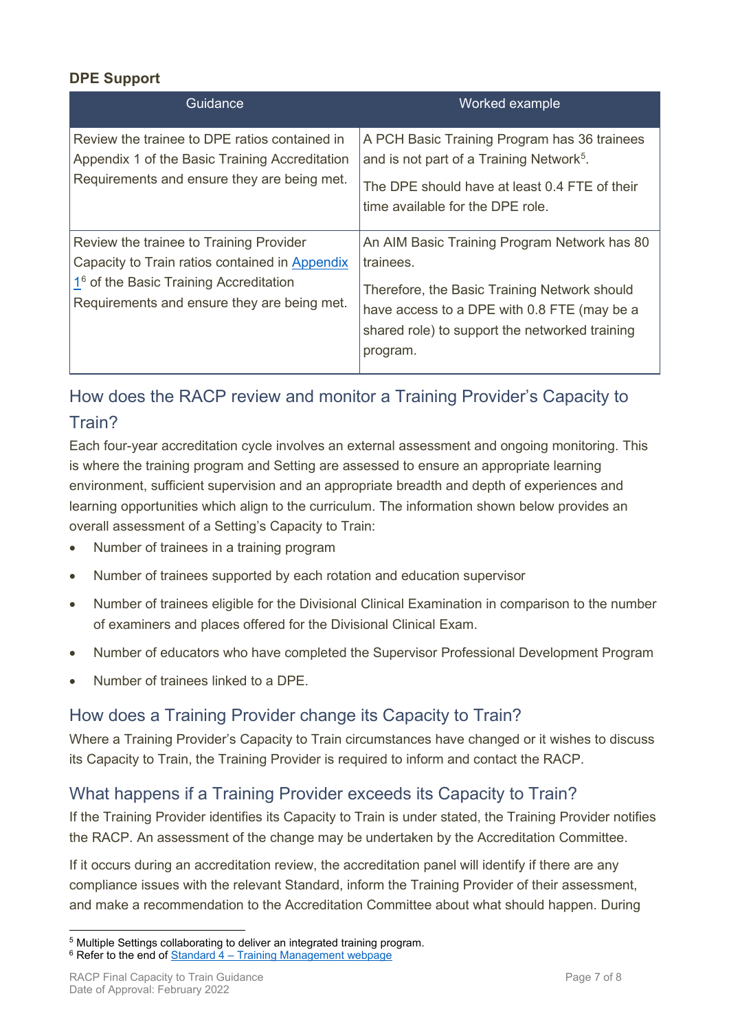**DPE Support**

| Guidance | Worked example |
| --- | --- |
| Review the trainee to DPE ratios contained in Appendix 1 of the Basic Training Accreditation Requirements and ensure they are being met. | A PCH Basic Training Program has 36 trainees and is not part of a Training Network[5].<br><br>The DPE should have at least 0.4 FTE of their time available for the DPE role. |
| Review the trainee to Training Provider Capacity to Train ratios contained in Appendix 1[6] of the Basic Training Accreditation Requirements and ensure they are being met. | An AIM Basic Training Program Network has 80 trainees.<br><br>Therefore, the Basic Training Network should have access to a DPE with 0.8 FTE (may be a shared role) to support the networked training program. |

## How does the RACP review and monitor a Training Provider's Capacity to Train?

Each four-year accreditation cycle involves an external assessment and ongoing monitoring. This is where the training program and Setting are assessed to ensure an appropriate learning environment, sufficient supervision and an appropriate breadth and depth of experiences and learning opportunities which align to the curriculum. The information shown below provides an overall assessment of a Setting's Capacity to Train:

- Number of trainees in a training program
- Number of trainees supported by each rotation and education supervisor
- Number of trainees eligible for the Divisional Clinical Examination in comparison to the number of examiners and places offered for the Divisional Clinical Exam.
- Number of educators who have completed the Supervisor Professional Development Program
- Number of trainees linked to a DPE.

## How does a Training Provider change its Capacity to Train?

Where a Training Provider's Capacity to Train circumstances have changed or it wishes to discuss its Capacity to Train, the Training Provider is required to inform and contact the RACP.

## What happens if a Training Provider exceeds its Capacity to Train?

If the Training Provider identifies its Capacity to Train is under stated, the Training Provider notifies the RACP. An assessment of the change may be undertaken by the Accreditation Committee.

If it occurs during an accreditation review, the accreditation panel will identify if there are any compliance issues with the relevant Standard, inform the Training Provider of their assessment, and make a recommendation to the Accreditation Committee about what should happen. During

[5] Multiple Settings collaborating to deliver an integrated training program.

[6] Refer to the end of Standard 4 – Training Management webpage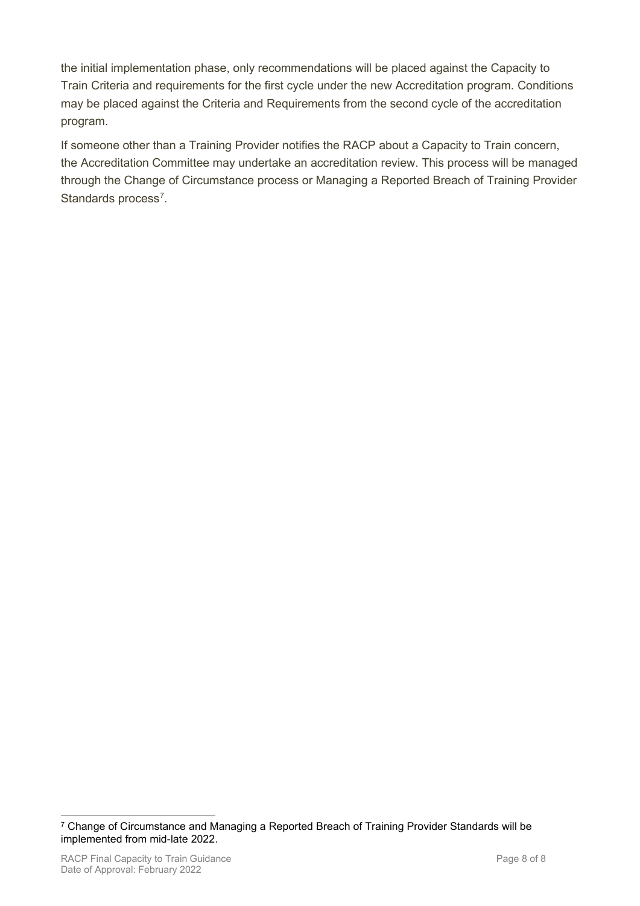the initial implementation phase, only recommendations will be placed against the Capacity to Train Criteria and requirements for the first cycle under the new Accreditation program. Conditions may be placed against the Criteria and Requirements from the second cycle of the accreditation program.

If someone other than a Training Provider notifies the RACP about a Capacity to Train concern, the Accreditation Committee may undertake an accreditation review. This process will be managed through the Change of Circumstance process or Managing a Reported Breach of Training Provider Standards process[7].

[7] Change of Circumstance and Managing a Reported Breach of Training Provider Standards will be implemented from mid-late 2022.